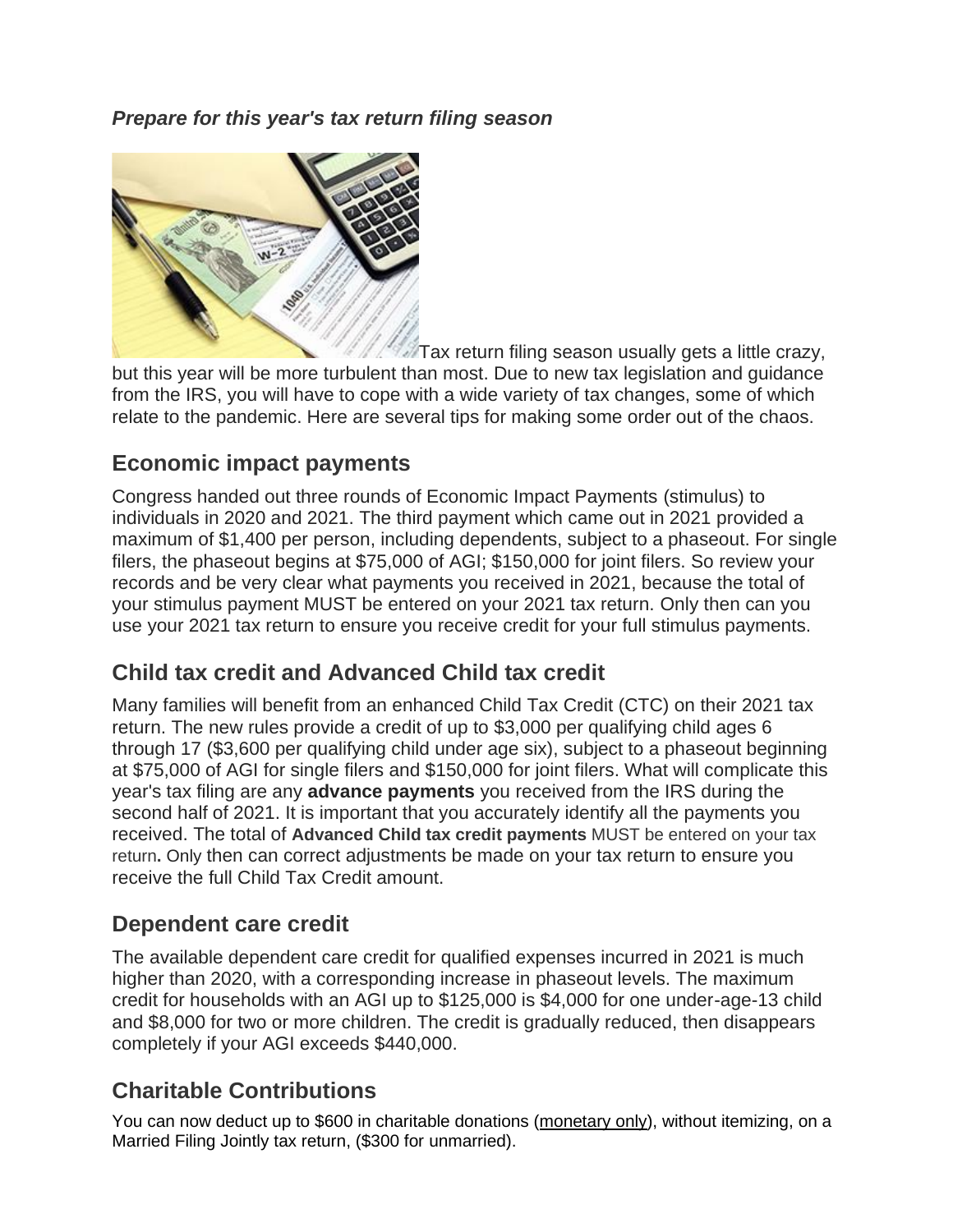***Prepare for this year's tax return filing season***

Tax return filing season usually gets a little crazy, but this year will be more turbulent than most. Due to new tax legislation and guidance from the IRS, you will have to cope with a wide variety of tax changes, some of which relate to the pandemic. Here are several tips for making some order out of the chaos.

## Economic impact payments

Congress handed out three rounds of Economic Impact Payments (stimulus) to individuals in 2020 and 2021. The third payment which came out in 2021 provided a maximum of $1,400 per person, including dependents, subject to a phaseout. For single filers, the phaseout begins at $75,000 of AGI; $150,000 for joint filers. So review your records and be very clear what payments you received in 2021, because the total of your stimulus payment MUST be entered on your 2021 tax return. Only then can you use your 2021 tax return to ensure you receive credit for your full stimulus payments.

## Child tax credit and Advanced Child tax credit

Many families will benefit from an enhanced Child Tax Credit (CTC) on their 2021 tax return. The new rules provide a credit of up to $3,000 per qualifying child ages 6 through 17 ($3,600 per qualifying child under age six), subject to a phaseout beginning at $75,000 of AGI for single filers and $150,000 for joint filers. What will complicate this year's tax filing are any **advance payments** you received from the IRS during the second half of 2021. It is important that you accurately identify all the payments you received. The total of **Advanced Child tax credit payments** MUST be entered on your tax return**.** Only then can correct adjustments be made on your tax return to ensure you receive the full Child Tax Credit amount.

## Dependent care credit

The available dependent care credit for qualified expenses incurred in 2021 is much higher than 2020, with a corresponding increase in phaseout levels. The maximum credit for households with an AGI up to $125,000 is $4,000 for one under-age-13 child and $8,000 for two or more children. The credit is gradually reduced, then disappears completely if your AGI exceeds $440,000.

## Charitable Contributions

You can now deduct up to $600 in charitable donations (monetary only), without itemizing, on a Married Filing Jointly tax return, ($300 for unmarried).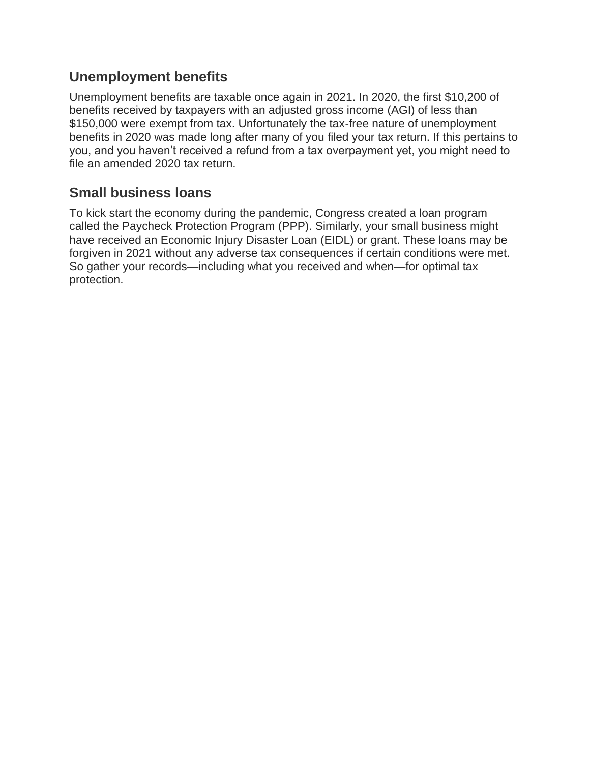## Unemployment benefits

Unemployment benefits are taxable once again in 2021. In 2020, the first $10,200 of benefits received by taxpayers with an adjusted gross income (AGI) of less than $150,000 were exempt from tax. Unfortunately the tax-free nature of unemployment benefits in 2020 was made long after many of you filed your tax return. If this pertains to you, and you haven't received a refund from a tax overpayment yet, you might need to file an amended 2020 tax return.

## Small business loans

To kick start the economy during the pandemic, Congress created a loan program called the Paycheck Protection Program (PPP). Similarly, your small business might have received an Economic Injury Disaster Loan (EIDL) or grant. These loans may be forgiven in 2021 without any adverse tax consequences if certain conditions were met. So gather your records—including what you received and when—for optimal tax protection.